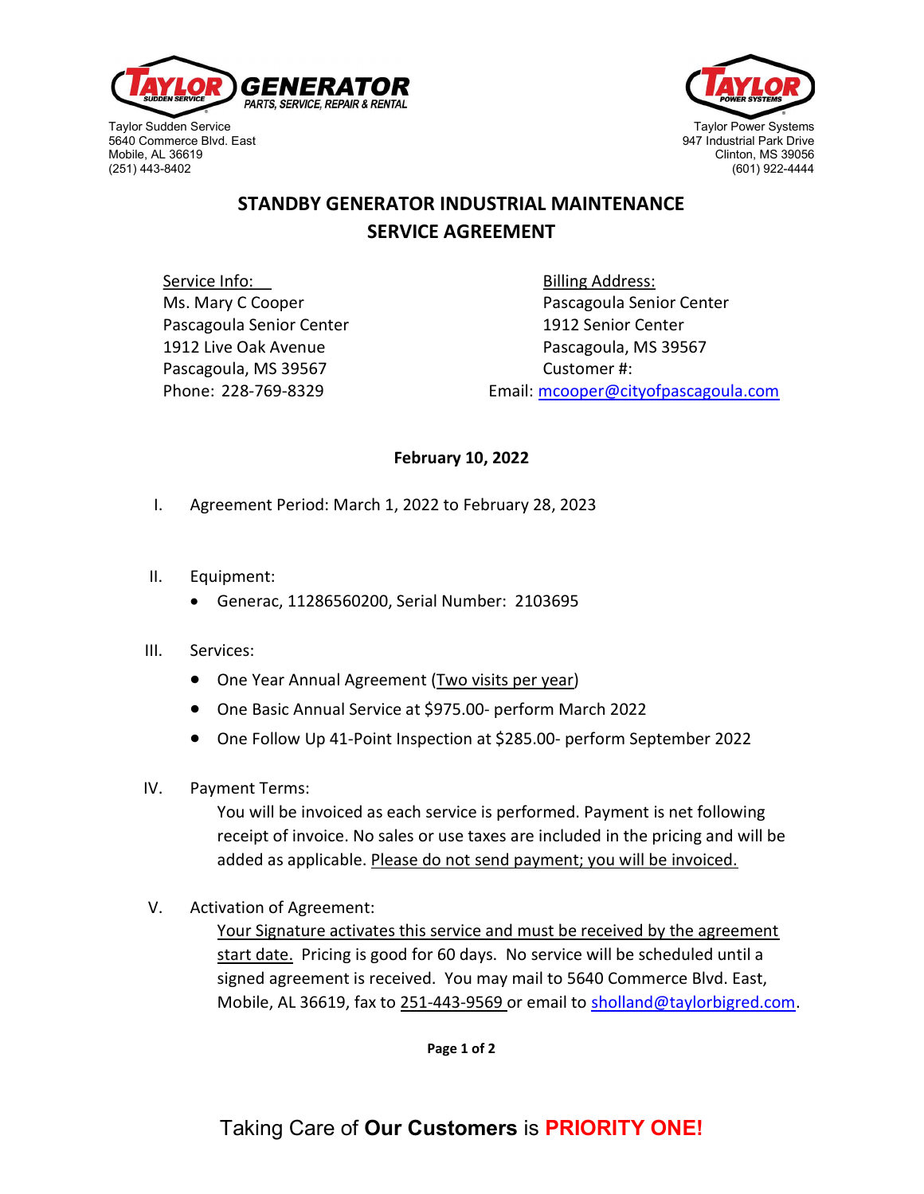TAYLOR SUDDEN SERVICE GENERATOR
PARTS, SERVICE, REPAIR & RENTAL

Taylor Sudden Service
5640 Commerce Blvd. East
Mobile, AL 36619
(251) 443-8402

TAYLOR POWER SYSTEMS

Taylor Power Systems
947 Industrial Park Drive
Clinton, MS 39056
(601) 922-4444

# STANDBY GENERATOR INDUSTRIAL MAINTENANCE SERVICE AGREEMENT

Service Info:
Ms. Mary C Cooper
Pascagoula Senior Center
1912 Live Oak Avenue
Pascagoula, MS 39567
Phone: 228-769-8329

Billing Address:
Pascagoula Senior Center
1912 Senior Center
Pascagoula, MS 39567
Customer #:
Email: mcooper@cityofpascagoula.com

**February 10, 2022**

I. Agreement Period: March 1, 2022 to February 28, 2023

II. Equipment:
- Generac, 11286560200, Serial Number: 2103695

III. Services:
- One Year Annual Agreement (Two visits per year)
- One Basic Annual Service at $975.00- perform March 2022
- One Follow Up 41-Point Inspection at $285.00- perform September 2022

IV. Payment Terms:

You will be invoiced as each service is performed. Payment is net following receipt of invoice. No sales or use taxes are included in the pricing and will be added as applicable. Please do not send payment; you will be invoiced.

V. Activation of Agreement:

Your Signature activates this service and must be received by the agreement start date. Pricing is good for 60 days. No service will be scheduled until a signed agreement is received. You may mail to 5640 Commerce Blvd. East, Mobile, AL 36619, fax to 251-443-9569 or email to sholland@taylorbigred.com.

Taking Care of **Our Customers** is **PRIORITY ONE!**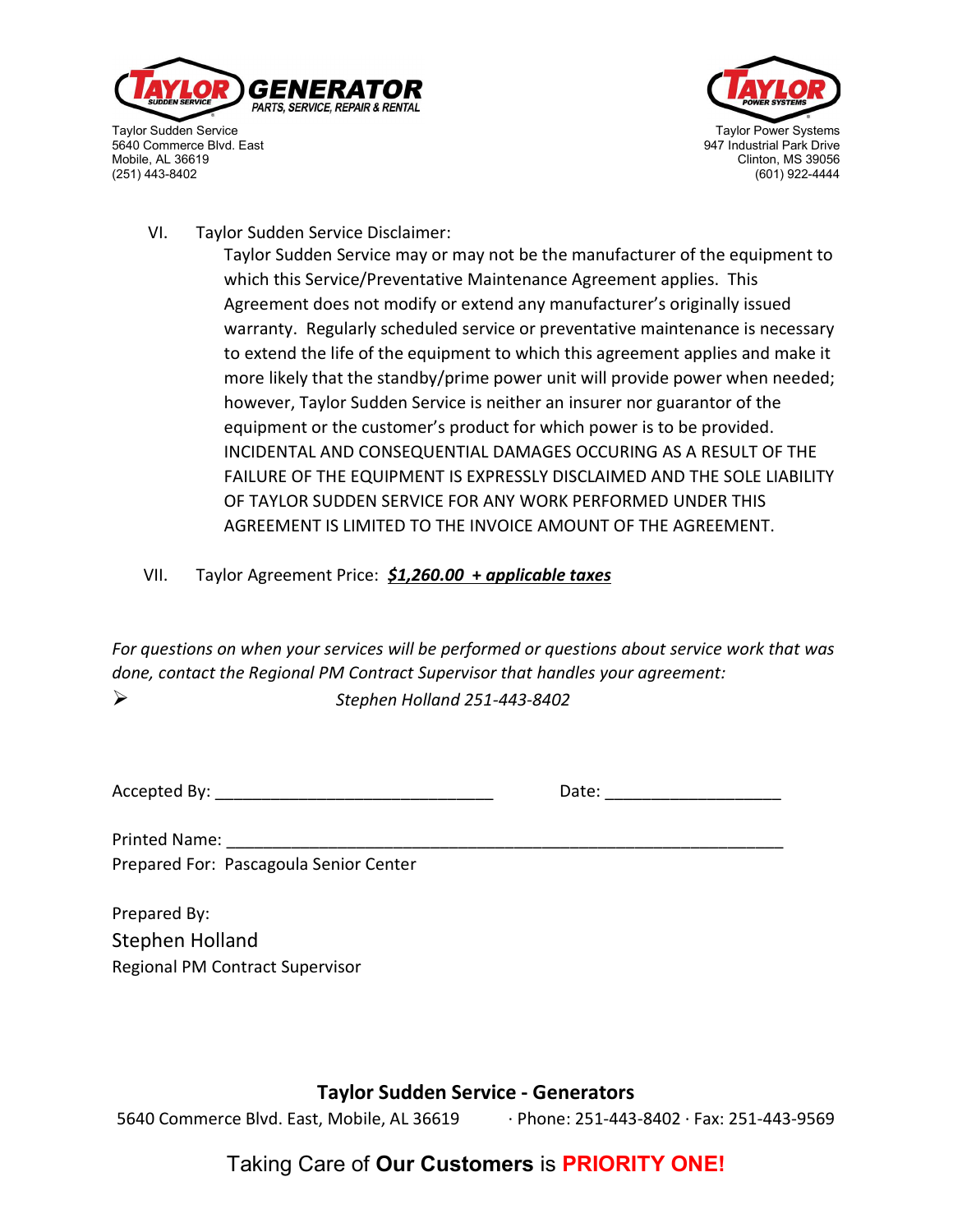Taylor Sudden Service
5640 Commerce Blvd. East
Mobile, AL 36619
(251) 443-8402

Taylor Power Systems
947 Industrial Park Drive
Clinton, MS 39056
(601) 922-4444

VI. Taylor Sudden Service Disclaimer:

Taylor Sudden Service may or may not be the manufacturer of the equipment to which this Service/Preventative Maintenance Agreement applies. This Agreement does not modify or extend any manufacturer's originally issued warranty. Regularly scheduled service or preventative maintenance is necessary to extend the life of the equipment to which this agreement applies and make it more likely that the standby/prime power unit will provide power when needed; however, Taylor Sudden Service is neither an insurer nor guarantor of the equipment or the customer's product for which power is to be provided. INCIDENTAL AND CONSEQUENTIAL DAMAGES OCCURING AS A RESULT OF THE FAILURE OF THE EQUIPMENT IS EXPRESSLY DISCLAIMED AND THE SOLE LIABILITY OF TAYLOR SUDDEN SERVICE FOR ANY WORK PERFORMED UNDER THIS AGREEMENT IS LIMITED TO THE INVOICE AMOUNT OF THE AGREEMENT.

VII. Taylor Agreement Price: ***$1,260.00 + applicable taxes***

*For questions on when your services will be performed or questions about service work that was done, contact the Regional PM Contract Supervisor that handles your agreement:*

- *Stephen Holland 251-443-8402*

Accepted By: ______________________________ Date: ___________________

Printed Name: ______________________________________________________________

Prepared For: Pascagoula Senior Center

Prepared By:
Stephen Holland
Regional PM Contract Supervisor

**Taylor Sudden Service - Generators**

5640 Commerce Blvd. East, Mobile, AL 36619 · Phone: 251-443-8402 · Fax: 251-443-9569

Taking Care of **Our Customers** is **PRIORITY ONE!**